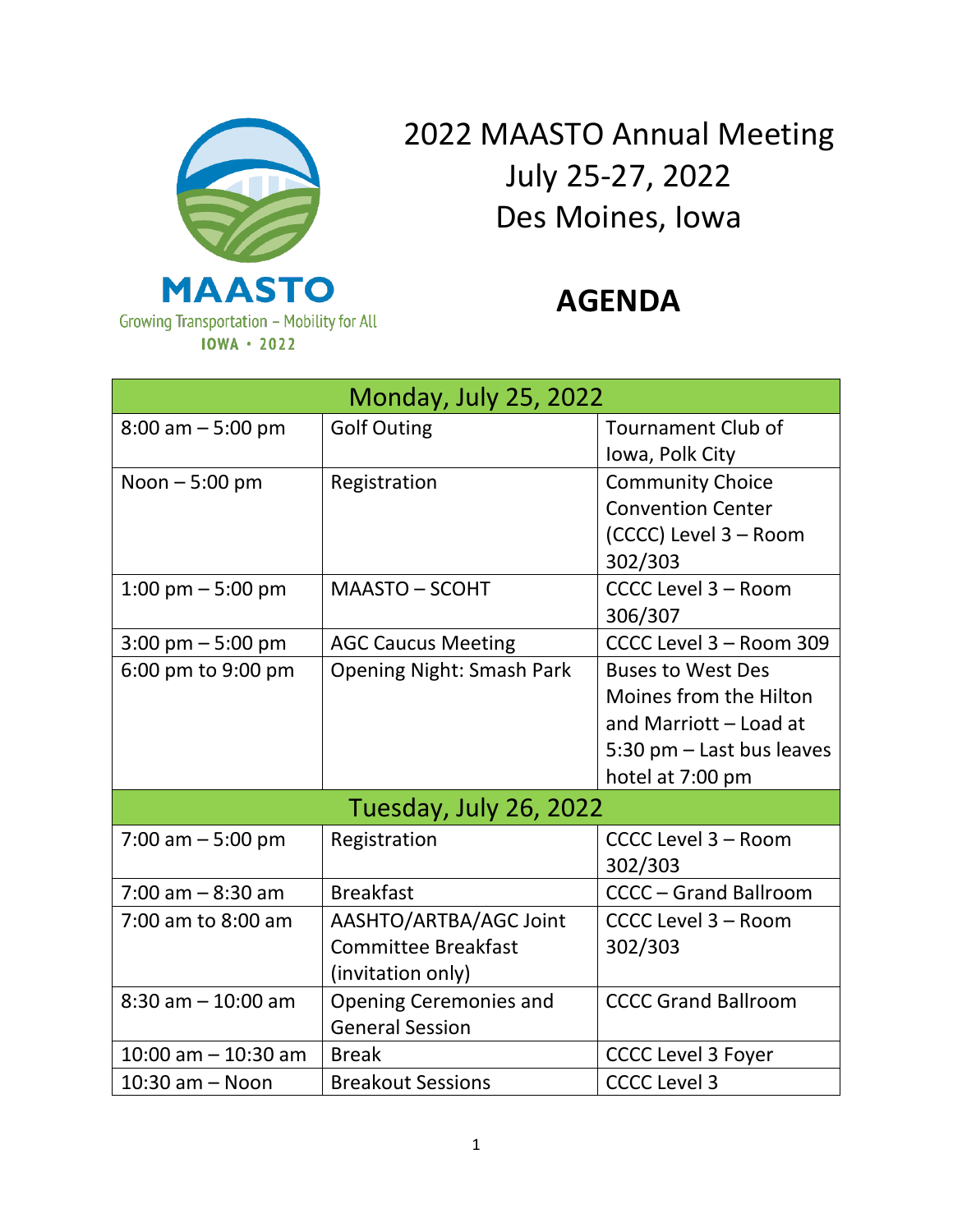MAASTO
Growing Transportation – Mobility for All
IOWA • 2022

# 2022 MAASTO Annual Meeting
# July 25-27, 2022
# Des Moines, Iowa

## AGENDA

| Monday, July 25, 2022 | | |
|---|---|---|
| 8:00 am – 5:00 pm | Golf Outing | Tournament Club of Iowa, Polk City |
| Noon – 5:00 pm | Registration | Community Choice Convention Center (CCCC) Level 3 – Room 302/303 |
| 1:00 pm – 5:00 pm | MAASTO – SCOHT | CCCC Level 3 – Room 306/307 |
| 3:00 pm – 5:00 pm | AGC Caucus Meeting | CCCC Level 3 – Room 309 |
| 6:00 pm to 9:00 pm | Opening Night: Smash Park | Buses to West Des Moines from the Hilton and Marriott – Load at 5:30 pm – Last bus leaves hotel at 7:00 pm |
| **Tuesday, July 26, 2022** | | |
| 7:00 am – 5:00 pm | Registration | CCCC Level 3 – Room 302/303 |
| 7:00 am – 8:30 am | Breakfast | CCCC – Grand Ballroom |
| 7:00 am to 8:00 am | AASHTO/ARTBA/AGC Joint Committee Breakfast (invitation only) | CCCC Level 3 – Room 302/303 |
| 8:30 am – 10:00 am | Opening Ceremonies and General Session | CCCC Grand Ballroom |
| 10:00 am – 10:30 am | Break | CCCC Level 3 Foyer |
| 10:30 am – Noon | Breakout Sessions | CCCC Level 3 |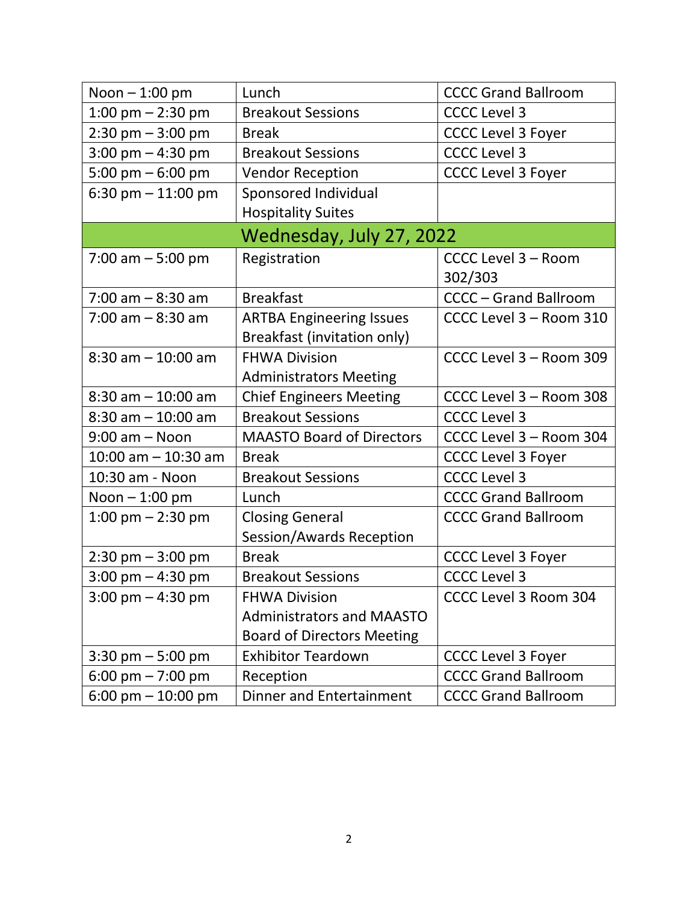| | | |
|---|---|---|
| Noon – 1:00 pm | Lunch | CCCC Grand Ballroom |
| 1:00 pm – 2:30 pm | Breakout Sessions | CCCC Level 3 |
| 2:30 pm – 3:00 pm | Break | CCCC Level 3 Foyer |
| 3:00 pm – 4:30 pm | Breakout Sessions | CCCC Level 3 |
| 5:00 pm – 6:00 pm | Vendor Reception | CCCC Level 3 Foyer |
| 6:30 pm – 11:00 pm | Sponsored Individual Hospitality Suites | |
| **Wednesday, July 27, 2022** | | |
| 7:00 am – 5:00 pm | Registration | CCCC Level 3 – Room 302/303 |
| 7:00 am – 8:30 am | Breakfast | CCCC – Grand Ballroom |
| 7:00 am – 8:30 am | ARTBA Engineering Issues Breakfast (invitation only) | CCCC Level 3 – Room 310 |
| 8:30 am – 10:00 am | FHWA Division Administrators Meeting | CCCC Level 3 – Room 309 |
| 8:30 am – 10:00 am | Chief Engineers Meeting | CCCC Level 3 – Room 308 |
| 8:30 am – 10:00 am | Breakout Sessions | CCCC Level 3 |
| 9:00 am – Noon | MAASTO Board of Directors | CCCC Level 3 – Room 304 |
| 10:00 am – 10:30 am | Break | CCCC Level 3 Foyer |
| 10:30 am - Noon | Breakout Sessions | CCCC Level 3 |
| Noon – 1:00 pm | Lunch | CCCC Grand Ballroom |
| 1:00 pm – 2:30 pm | Closing General Session/Awards Reception | CCCC Grand Ballroom |
| 2:30 pm – 3:00 pm | Break | CCCC Level 3 Foyer |
| 3:00 pm – 4:30 pm | Breakout Sessions | CCCC Level 3 |
| 3:00 pm – 4:30 pm | FHWA Division Administrators and MAASTO Board of Directors Meeting | CCCC Level 3 Room 304 |
| 3:30 pm – 5:00 pm | Exhibitor Teardown | CCCC Level 3 Foyer |
| 6:00 pm – 7:00 pm | Reception | CCCC Grand Ballroom |
| 6:00 pm – 10:00 pm | Dinner and Entertainment | CCCC Grand Ballroom |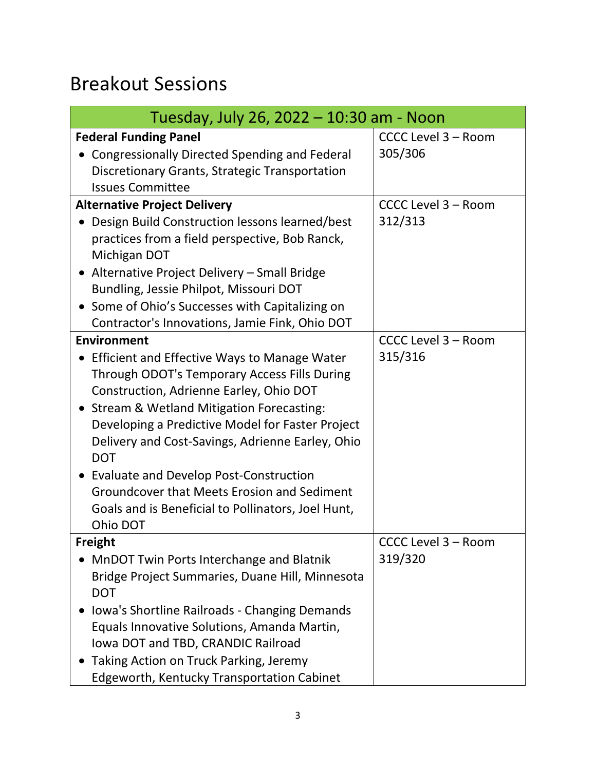# Breakout Sessions

| Tuesday, July 26, 2022 – 10:30 am - Noon | |
|---|---|
| **Federal Funding Panel**<br>• Congressionally Directed Spending and Federal Discretionary Grants, Strategic Transportation Issues Committee | CCCC Level 3 – Room 305/306 |
| **Alternative Project Delivery**<br>• Design Build Construction lessons learned/best practices from a field perspective, Bob Ranck, Michigan DOT<br>• Alternative Project Delivery – Small Bridge Bundling, Jessie Philpot, Missouri DOT<br>• Some of Ohio's Successes with Capitalizing on Contractor's Innovations, Jamie Fink, Ohio DOT | CCCC Level 3 – Room 312/313 |
| **Environment**<br>• Efficient and Effective Ways to Manage Water Through ODOT's Temporary Access Fills During Construction, Adrienne Earley, Ohio DOT<br>• Stream & Wetland Mitigation Forecasting: Developing a Predictive Model for Faster Project Delivery and Cost-Savings, Adrienne Earley, Ohio DOT<br>• Evaluate and Develop Post-Construction Groundcover that Meets Erosion and Sediment Goals and is Beneficial to Pollinators, Joel Hunt, Ohio DOT | CCCC Level 3 – Room 315/316 |
| **Freight**<br>• MnDOT Twin Ports Interchange and Blatnik Bridge Project Summaries, Duane Hill, Minnesota DOT<br>• Iowa's Shortline Railroads - Changing Demands Equals Innovative Solutions, Amanda Martin, Iowa DOT and TBD, CRANDIC Railroad<br>• Taking Action on Truck Parking, Jeremy Edgeworth, Kentucky Transportation Cabinet | CCCC Level 3 – Room 319/320 |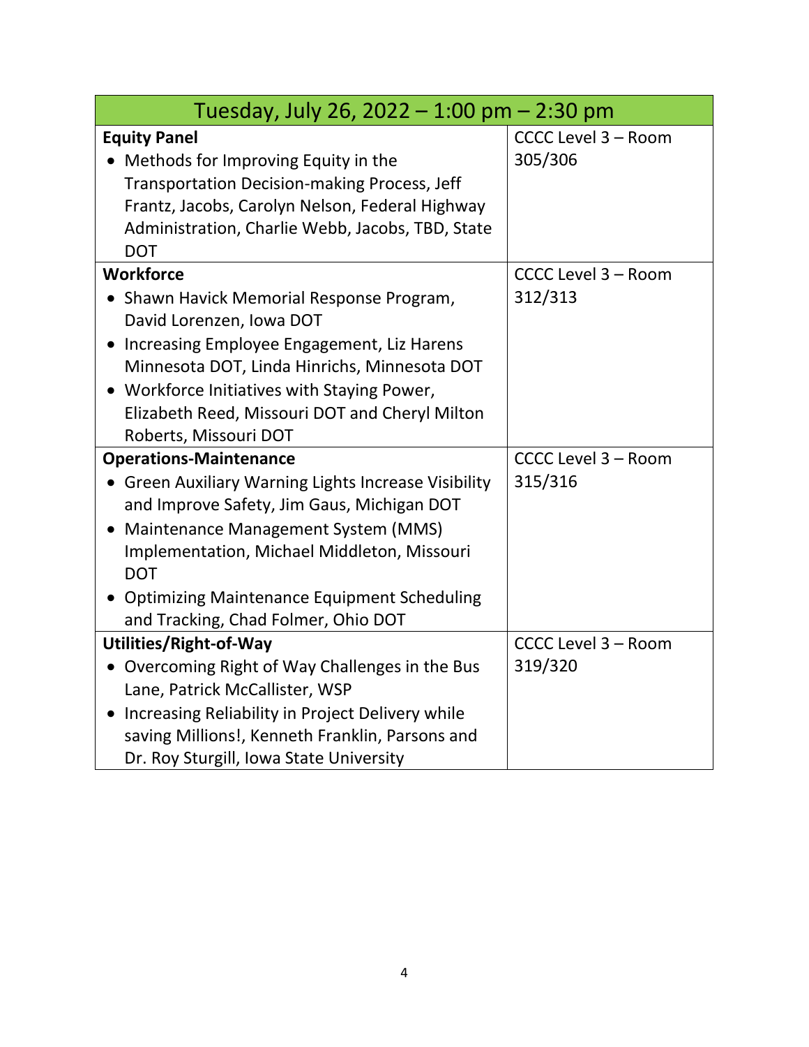| Tuesday, July 26, 2022 – 1:00 pm – 2:30 pm | |
|---|---|
| **Equity Panel**<br>• Methods for Improving Equity in the Transportation Decision-making Process, Jeff Frantz, Jacobs, Carolyn Nelson, Federal Highway Administration, Charlie Webb, Jacobs, TBD, State DOT | CCCC Level 3 – Room 305/306 |
| **Workforce**<br>• Shawn Havick Memorial Response Program, David Lorenzen, Iowa DOT<br>• Increasing Employee Engagement, Liz Harens Minnesota DOT, Linda Hinrichs, Minnesota DOT<br>• Workforce Initiatives with Staying Power, Elizabeth Reed, Missouri DOT and Cheryl Milton Roberts, Missouri DOT | CCCC Level 3 – Room 312/313 |
| **Operations-Maintenance**<br>• Green Auxiliary Warning Lights Increase Visibility and Improve Safety, Jim Gaus, Michigan DOT<br>• Maintenance Management System (MMS) Implementation, Michael Middleton, Missouri DOT<br>• Optimizing Maintenance Equipment Scheduling and Tracking, Chad Folmer, Ohio DOT | CCCC Level 3 – Room 315/316 |
| **Utilities/Right-of-Way**<br>• Overcoming Right of Way Challenges in the Bus Lane, Patrick McCallister, WSP<br>• Increasing Reliability in Project Delivery while saving Millions!, Kenneth Franklin, Parsons and Dr. Roy Sturgill, Iowa State University | CCCC Level 3 – Room 319/320 |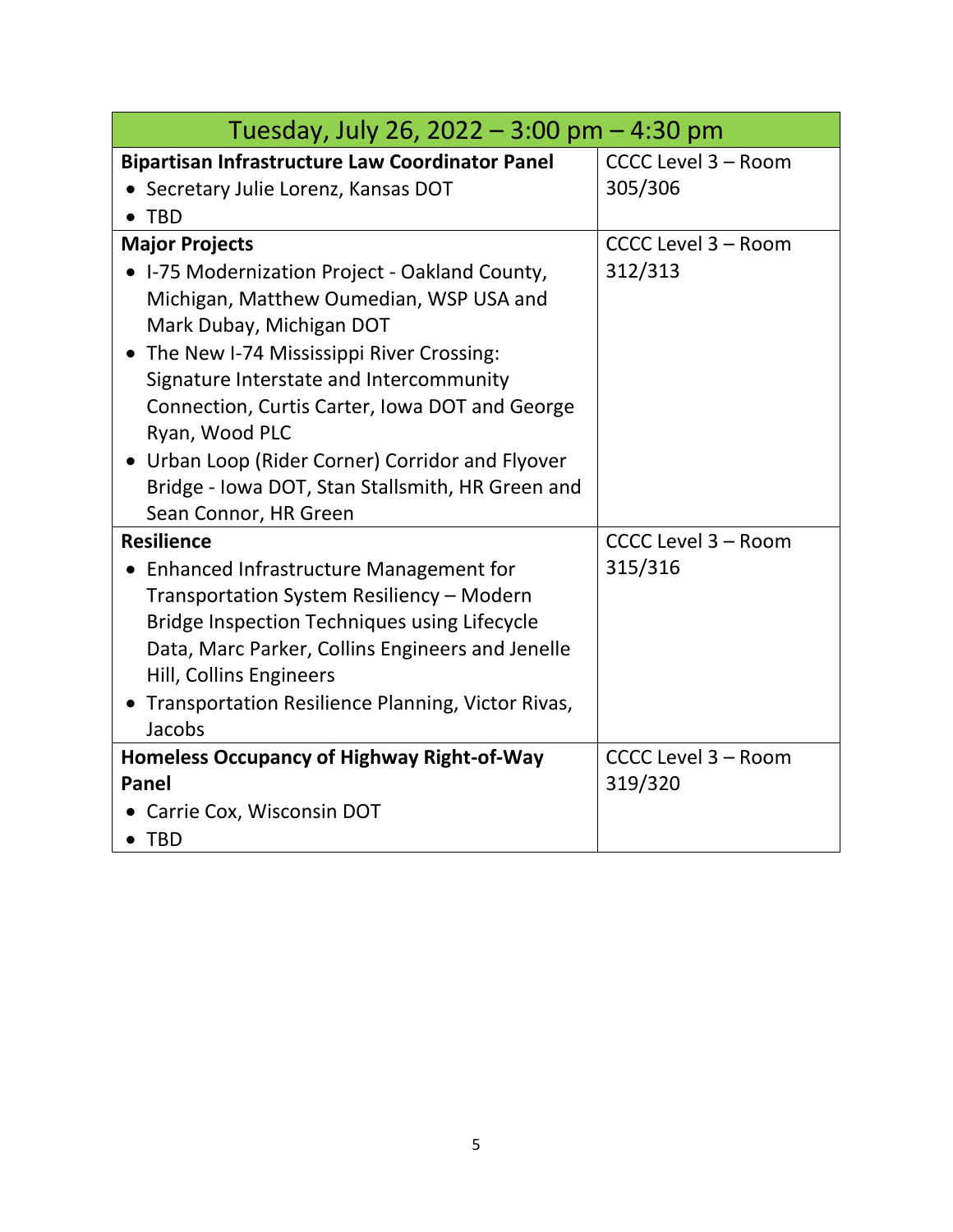| Tuesday, July 26, 2022 – 3:00 pm – 4:30 pm | |
|---|---|
| **Bipartisan Infrastructure Law Coordinator Panel**<br>• Secretary Julie Lorenz, Kansas DOT<br>• TBD | CCCC Level 3 – Room 305/306 |
| **Major Projects**<br>• I-75 Modernization Project - Oakland County, Michigan, Matthew Oumedian, WSP USA and Mark Dubay, Michigan DOT<br>• The New I-74 Mississippi River Crossing: Signature Interstate and Intercommunity Connection, Curtis Carter, Iowa DOT and George Ryan, Wood PLC<br>• Urban Loop (Rider Corner) Corridor and Flyover Bridge - Iowa DOT, Stan Stallsmith, HR Green and Sean Connor, HR Green | CCCC Level 3 – Room 312/313 |
| **Resilience**<br>• Enhanced Infrastructure Management for Transportation System Resiliency – Modern Bridge Inspection Techniques using Lifecycle Data, Marc Parker, Collins Engineers and Jenelle Hill, Collins Engineers<br>• Transportation Resilience Planning, Victor Rivas, Jacobs | CCCC Level 3 – Room 315/316 |
| **Homeless Occupancy of Highway Right-of-Way Panel**<br>• Carrie Cox, Wisconsin DOT<br>• TBD | CCCC Level 3 – Room 319/320 |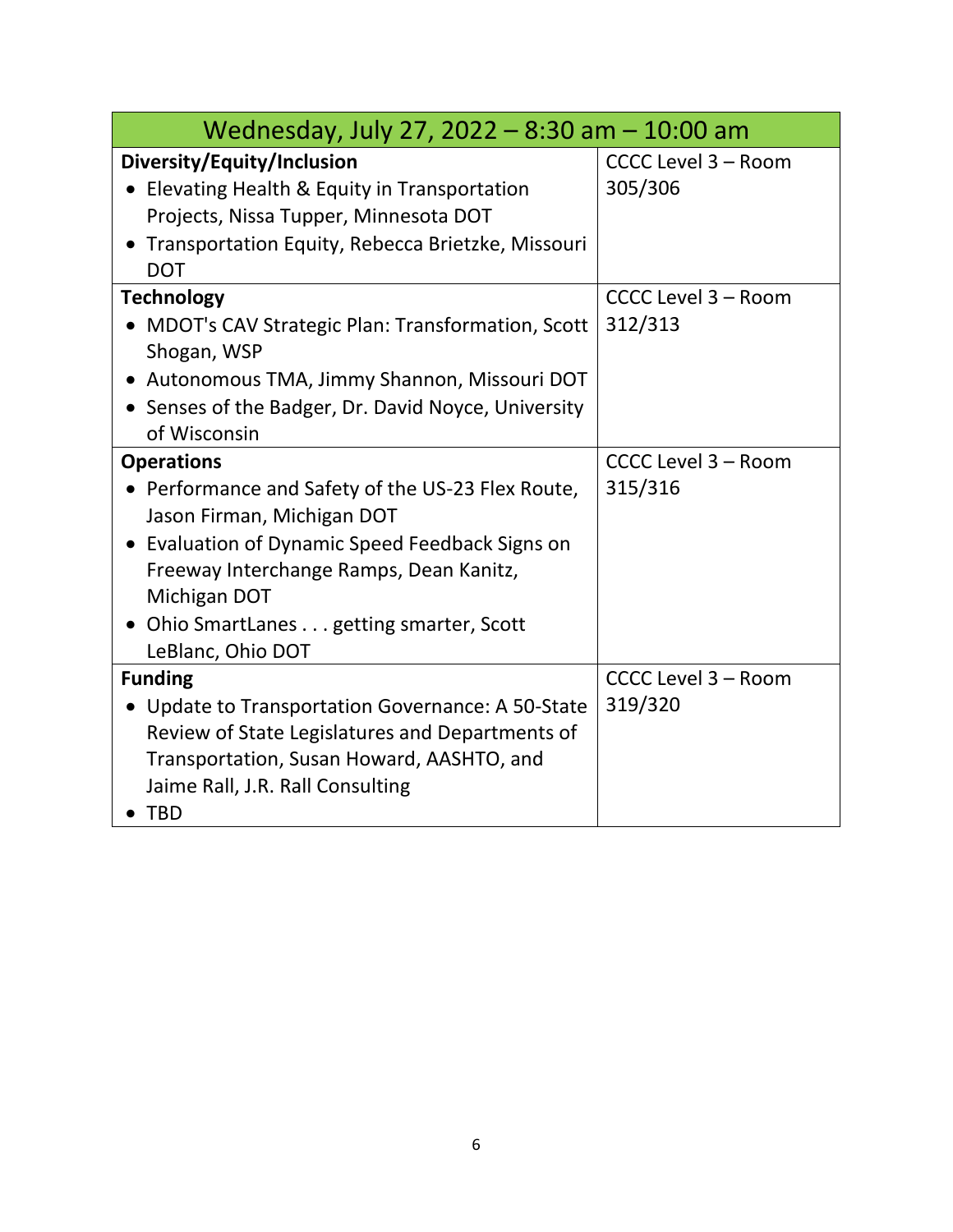| Wednesday, July 27, 2022 – 8:30 am – 10:00 am | |
|---|---|
| **Diversity/Equity/Inclusion**<br>• Elevating Health & Equity in Transportation Projects, Nissa Tupper, Minnesota DOT<br>• Transportation Equity, Rebecca Brietzke, Missouri DOT | CCCC Level 3 – Room 305/306 |
| **Technology**<br>• MDOT's CAV Strategic Plan: Transformation, Scott Shogan, WSP<br>• Autonomous TMA, Jimmy Shannon, Missouri DOT<br>• Senses of the Badger, Dr. David Noyce, University of Wisconsin | CCCC Level 3 – Room 312/313 |
| **Operations**<br>• Performance and Safety of the US-23 Flex Route, Jason Firman, Michigan DOT<br>• Evaluation of Dynamic Speed Feedback Signs on Freeway Interchange Ramps, Dean Kanitz, Michigan DOT<br>• Ohio SmartLanes . . . getting smarter, Scott LeBlanc, Ohio DOT | CCCC Level 3 – Room 315/316 |
| **Funding**<br>• Update to Transportation Governance: A 50-State Review of State Legislatures and Departments of Transportation, Susan Howard, AASHTO, and Jaime Rall, J.R. Rall Consulting<br>• TBD | CCCC Level 3 – Room 319/320 |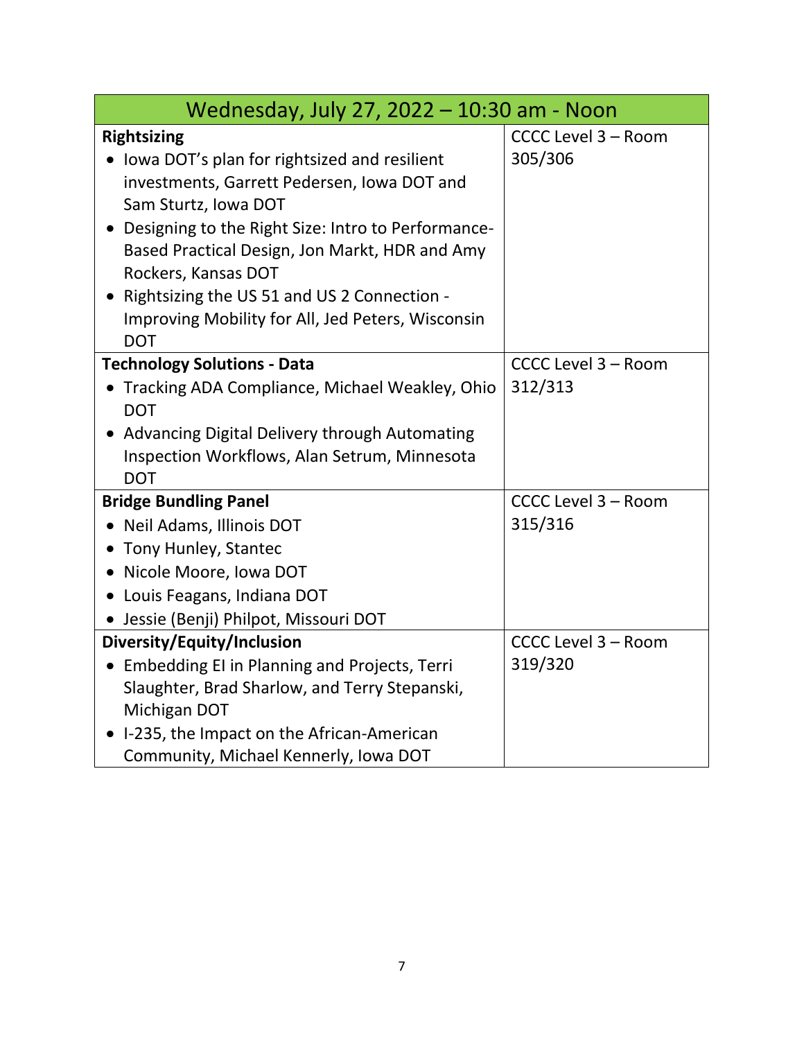| Wednesday, July 27, 2022 – 10:30 am - Noon | |
|---|---|
| **Rightsizing**<br>• Iowa DOT's plan for rightsized and resilient investments, Garrett Pedersen, Iowa DOT and Sam Sturtz, Iowa DOT<br>• Designing to the Right Size: Intro to Performance-Based Practical Design, Jon Markt, HDR and Amy Rockers, Kansas DOT<br>• Rightsizing the US 51 and US 2 Connection - Improving Mobility for All, Jed Peters, Wisconsin DOT | CCCC Level 3 – Room 305/306 |
| **Technology Solutions - Data**<br>• Tracking ADA Compliance, Michael Weakley, Ohio DOT<br>• Advancing Digital Delivery through Automating Inspection Workflows, Alan Setrum, Minnesota DOT | CCCC Level 3 – Room 312/313 |
| **Bridge Bundling Panel**<br>• Neil Adams, Illinois DOT<br>• Tony Hunley, Stantec<br>• Nicole Moore, Iowa DOT<br>• Louis Feagans, Indiana DOT<br>• Jessie (Benji) Philpot, Missouri DOT | CCCC Level 3 – Room 315/316 |
| **Diversity/Equity/Inclusion**<br>• Embedding EI in Planning and Projects, Terri Slaughter, Brad Sharlow, and Terry Stepanski, Michigan DOT<br>• I-235, the Impact on the African-American Community, Michael Kennerly, Iowa DOT | CCCC Level 3 – Room 319/320 |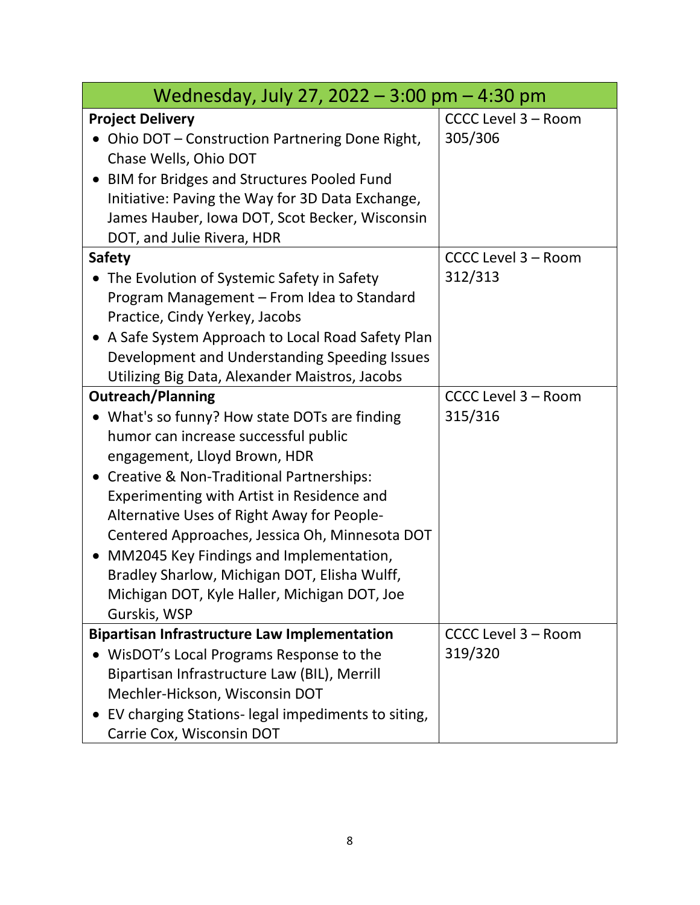| Wednesday, July 27, 2022 – 3:00 pm – 4:30 pm | |
|---|---|
| **Project Delivery**<br>• Ohio DOT – Construction Partnering Done Right, Chase Wells, Ohio DOT<br>• BIM for Bridges and Structures Pooled Fund Initiative: Paving the Way for 3D Data Exchange, James Hauber, Iowa DOT, Scot Becker, Wisconsin DOT, and Julie Rivera, HDR | CCCC Level 3 – Room 305/306 |
| **Safety**<br>• The Evolution of Systemic Safety in Safety Program Management – From Idea to Standard Practice, Cindy Yerkey, Jacobs<br>• A Safe System Approach to Local Road Safety Plan Development and Understanding Speeding Issues Utilizing Big Data, Alexander Maistros, Jacobs | CCCC Level 3 – Room 312/313 |
| **Outreach/Planning**<br>• What's so funny? How state DOTs are finding humor can increase successful public engagement, Lloyd Brown, HDR<br>• Creative & Non-Traditional Partnerships: Experimenting with Artist in Residence and Alternative Uses of Right Away for People-Centered Approaches, Jessica Oh, Minnesota DOT<br>• MM2045 Key Findings and Implementation, Bradley Sharlow, Michigan DOT, Elisha Wulff, Michigan DOT, Kyle Haller, Michigan DOT, Joe Gurskis, WSP | CCCC Level 3 – Room 315/316 |
| **Bipartisan Infrastructure Law Implementation**<br>• WisDOT's Local Programs Response to the Bipartisan Infrastructure Law (BIL), Merrill Mechler-Hickson, Wisconsin DOT<br>• EV charging Stations- legal impediments to siting, Carrie Cox, Wisconsin DOT | CCCC Level 3 – Room 319/320 |